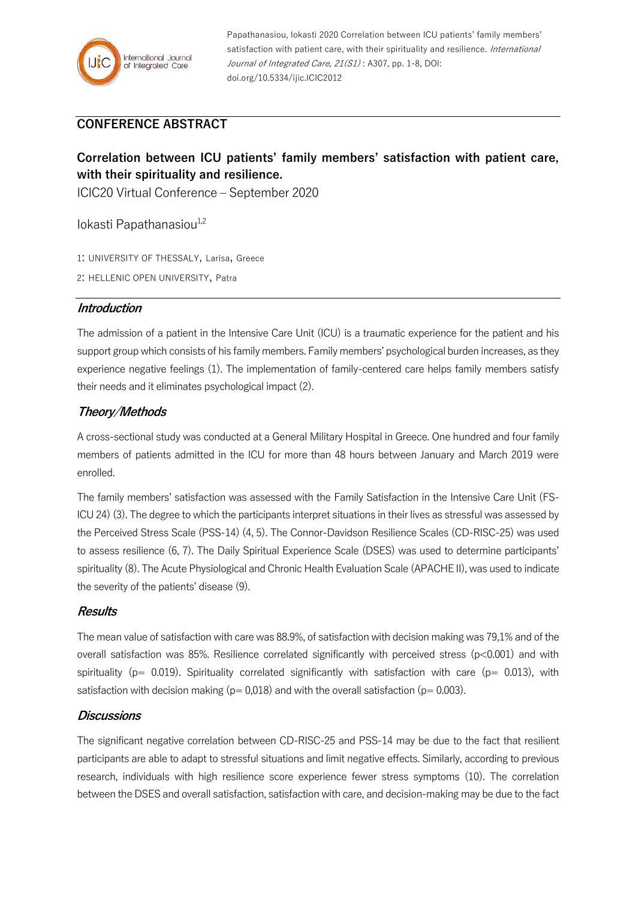Papathanasiou, Iokasti 2020 Correlation between ICU patients' family members' satisfaction with patient care, with their spirituality and resilience. *International Journal of Integrated Care, 21(S1)* : A307, pp. 1-8, DOI: doi.org/10.5334/ijic.ICIC2012

## CONFERENCE ABSTRACT

# Correlation between ICU patients' family members' satisfaction with patient care, with their spirituality and resilience.

ICIC20 Virtual Conference – September 2020

Iokasti Papathanasiou[1,2]

1: UNIVERSITY OF THESSALY, Larisa, Greece

2: HELLENIC OPEN UNIVERSITY, Patra

### *Introduction*

The admission of a patient in the Intensive Care Unit (ICU) is a traumatic experience for the patient and his support group which consists of his family members. Family members' psychological burden increases, as they experience negative feelings (1). The implementation of family-centered care helps family members satisfy their needs and it eliminates psychological impact (2).

### *Theory/Methods*

A cross-sectional study was conducted at a General Military Hospital in Greece. One hundred and four family members of patients admitted in the ICU for more than 48 hours between January and March 2019 were enrolled.

The family members' satisfaction was assessed with the Family Satisfaction in the Intensive Care Unit (FS-ICU 24) (3). The degree to which the participants interpret situations in their lives as stressful was assessed by the Perceived Stress Scale (PSS-14) (4, 5). The Connor-Davidson Resilience Scales (CD-RISC-25) was used to assess resilience (6, 7). The Daily Spiritual Experience Scale (DSES) was used to determine participants' spirituality (8). The Acute Physiological and Chronic Health Evaluation Scale (APACHE II), was used to indicate the severity of the patients' disease (9).

### *Results*

The mean value of satisfaction with care was 88.9%, of satisfaction with decision making was 79,1% and of the overall satisfaction was 85%. Resilience correlated significantly with perceived stress ($p<0.001$) and with spirituality ($p= 0.019$). Spirituality correlated significantly with satisfaction with care ($p= 0.013$), with satisfaction with decision making ($p= 0,018$) and with the overall satisfaction ($p= 0.003$).

### *Discussions*

The significant negative correlation between CD-RISC-25 and PSS-14 may be due to the fact that resilient participants are able to adapt to stressful situations and limit negative effects. Similarly, according to previous research, individuals with high resilience score experience fewer stress symptoms (10). The correlation between the DSES and overall satisfaction, satisfaction with care, and decision-making may be due to the fact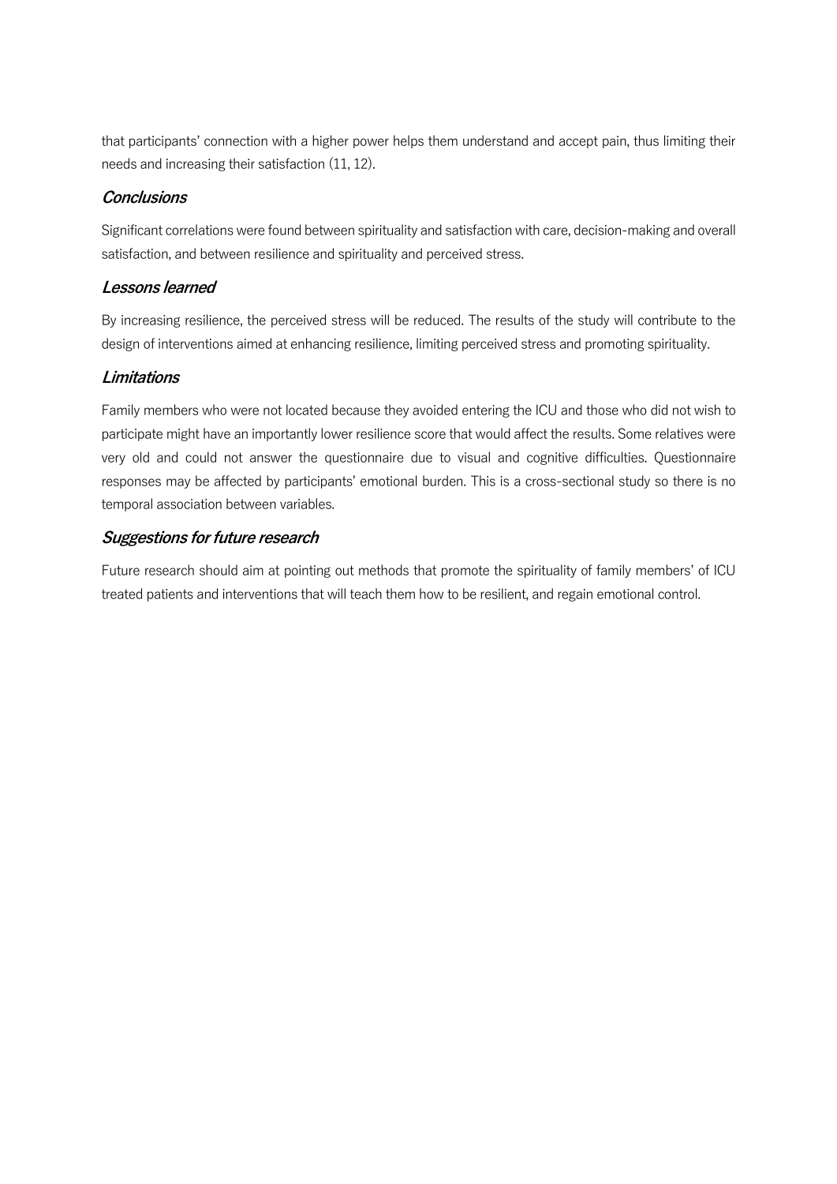that participants' connection with a higher power helps them understand and accept pain, thus limiting their needs and increasing their satisfaction (11, 12).

### *Conclusions*

Significant correlations were found between spirituality and satisfaction with care, decision-making and overall satisfaction, and between resilience and spirituality and perceived stress.

### *Lessons learned*

By increasing resilience, the perceived stress will be reduced. The results of the study will contribute to the design of interventions aimed at enhancing resilience, limiting perceived stress and promoting spirituality.

### *Limitations*

Family members who were not located because they avoided entering the ICU and those who did not wish to participate might have an importantly lower resilience score that would affect the results. Some relatives were very old and could not answer the questionnaire due to visual and cognitive difficulties. Questionnaire responses may be affected by participants' emotional burden. This is a cross-sectional study so there is no temporal association between variables.

### *Suggestions for future research*

Future research should aim at pointing out methods that promote the spirituality of family members' of ICU treated patients and interventions that will teach them how to be resilient, and regain emotional control.